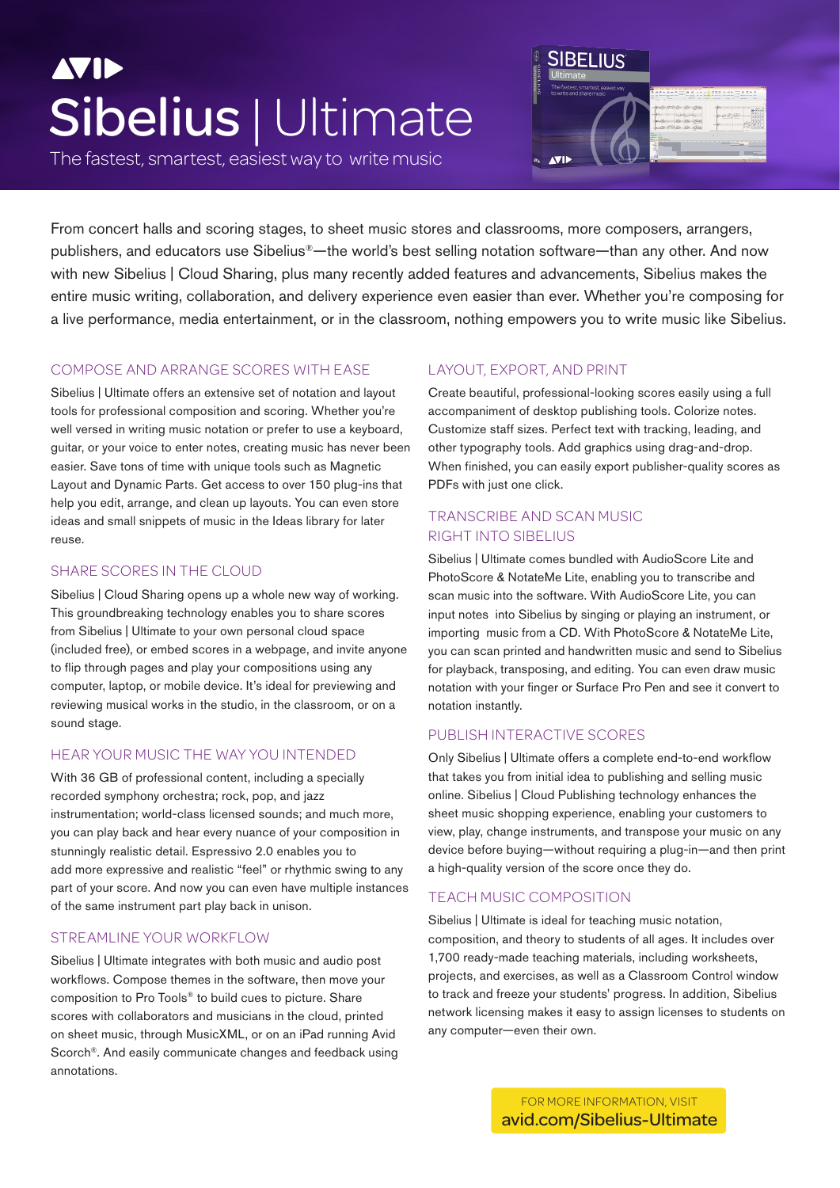AVID

# Sibelius | Ultimate

The fastest, smartest, easiest way to write music

From concert halls and scoring stages, to sheet music stores and classrooms, more composers, arrangers, publishers, and educators use Sibelius®—the world's best selling notation software—than any other. And now with new Sibelius | Cloud Sharing, plus many recently added features and advancements, Sibelius makes the entire music writing, collaboration, and delivery experience even easier than ever. Whether you're composing for a live performance, media entertainment, or in the classroom, nothing empowers you to write music like Sibelius.

## COMPOSE AND ARRANGE SCORES WITH EASE

Sibelius | Ultimate offers an extensive set of notation and layout tools for professional composition and scoring. Whether you're well versed in writing music notation or prefer to use a keyboard, guitar, or your voice to enter notes, creating music has never been easier. Save tons of time with unique tools such as Magnetic Layout and Dynamic Parts. Get access to over 150 plug-ins that help you edit, arrange, and clean up layouts. You can even store ideas and small snippets of music in the Ideas library for later reuse.

## SHARE SCORES IN THE CLOUD

Sibelius | Cloud Sharing opens up a whole new way of working. This groundbreaking technology enables you to share scores from Sibelius | Ultimate to your own personal cloud space (included free), or embed scores in a webpage, and invite anyone to flip through pages and play your compositions using any computer, laptop, or mobile device. It's ideal for previewing and reviewing musical works in the studio, in the classroom, or on a sound stage.

## HEAR YOUR MUSIC THE WAY YOU INTENDED

With 36 GB of professional content, including a specially recorded symphony orchestra; rock, pop, and jazz instrumentation; world-class licensed sounds; and much more, you can play back and hear every nuance of your composition in stunningly realistic detail. Espressivo 2.0 enables you to add more expressive and realistic "feel" or rhythmic swing to any part of your score. And now you can even have multiple instances of the same instrument part play back in unison.

## STREAMLINE YOUR WORKFLOW

Sibelius | Ultimate integrates with both music and audio post workflows. Compose themes in the software, then move your composition to Pro Tools® to build cues to picture. Share scores with collaborators and musicians in the cloud, printed on sheet music, through MusicXML, or on an iPad running Avid Scorch®. And easily communicate changes and feedback using annotations.

## LAYOUT, EXPORT, AND PRINT

Create beautiful, professional-looking scores easily using a full accompaniment of desktop publishing tools. Colorize notes. Customize staff sizes. Perfect text with tracking, leading, and other typography tools. Add graphics using drag-and-drop. When finished, you can easily export publisher-quality scores as PDFs with just one click.

## TRANSCRIBE AND SCAN MUSIC RIGHT INTO SIBELIUS

Sibelius | Ultimate comes bundled with AudioScore Lite and PhotoScore & NotateMe Lite, enabling you to transcribe and scan music into the software. With AudioScore Lite, you can input notes into Sibelius by singing or playing an instrument, or importing music from a CD. With PhotoScore & NotateMe Lite, you can scan printed and handwritten music and send to Sibelius for playback, transposing, and editing. You can even draw music notation with your finger or Surface Pro Pen and see it convert to notation instantly.

## PUBLISH INTERACTIVE SCORES

Only Sibelius | Ultimate offers a complete end-to-end workflow that takes you from initial idea to publishing and selling music online. Sibelius | Cloud Publishing technology enhances the sheet music shopping experience, enabling your customers to view, play, change instruments, and transpose your music on any device before buying—without requiring a plug-in—and then print a high-quality version of the score once they do.

## TEACH MUSIC COMPOSITION

Sibelius | Ultimate is ideal for teaching music notation, composition, and theory to students of all ages. It includes over 1,700 ready-made teaching materials, including worksheets, projects, and exercises, as well as a Classroom Control window to track and freeze your students' progress. In addition, Sibelius network licensing makes it easy to assign licenses to students on any computer—even their own.

FOR MORE INFORMATION, VISIT
**avid.com/Sibelius-Ultimate**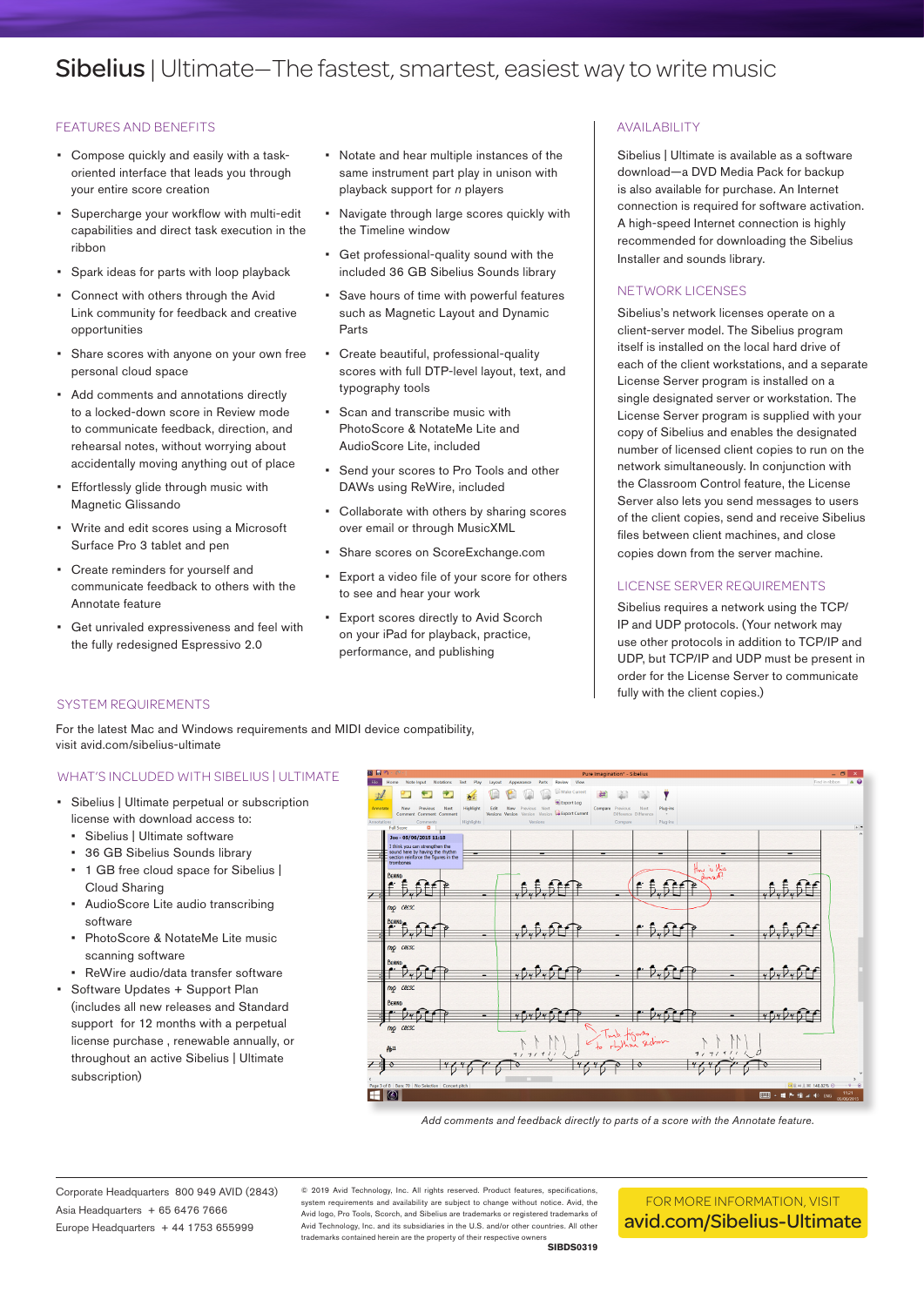# Sibelius | Ultimate—The fastest, smartest, easiest way to write music

## FEATURES AND BENEFITS

- Compose quickly and easily with a task-oriented interface that leads you through your entire score creation
- Supercharge your workflow with multi-edit capabilities and direct task execution in the ribbon
- Spark ideas for parts with loop playback
- Connect with others through the Avid Link community for feedback and creative opportunities
- Share scores with anyone on your own free personal cloud space
- Add comments and annotations directly to a locked-down score in Review mode to communicate feedback, direction, and rehearsal notes, without worrying about accidentally moving anything out of place
- Effortlessly glide through music with Magnetic Glissando
- Write and edit scores using a Microsoft Surface Pro 3 tablet and pen
- Create reminders for yourself and communicate feedback to others with the Annotate feature
- Get unrivaled expressiveness and feel with the fully redesigned Espressivo 2.0
- Notate and hear multiple instances of the same instrument part play in unison with playback support for *n* players
- Navigate through large scores quickly with the Timeline window
- Get professional-quality sound with the included 36 GB Sibelius Sounds library
- Save hours of time with powerful features such as Magnetic Layout and Dynamic Parts
- Create beautiful, professional-quality scores with full DTP-level layout, text, and typography tools
- Scan and transcribe music with PhotoScore & NotateMe Lite and AudioScore Lite, included
- Send your scores to Pro Tools and other DAWs using ReWire, included
- Collaborate with others by sharing scores over email or through MusicXML
- Share scores on ScoreExchange.com
- Export a video file of your score for others to see and hear your work
- Export scores directly to Avid Scorch on your iPad for playback, practice, performance, and publishing

## AVAILABILITY

Sibelius | Ultimate is available as a software download—a DVD Media Pack for backup is also available for purchase. An Internet connection is required for software activation. A high-speed Internet connection is highly recommended for downloading the Sibelius Installer and sounds library.

## NETWORK LICENSES

Sibelius's network licenses operate on a client-server model. The Sibelius program itself is installed on the local hard drive of each of the client workstations, and a separate License Server program is installed on a single designated server or workstation. The License Server program is supplied with your copy of Sibelius and enables the designated number of licensed client copies to run on the network simultaneously. In conjunction with the Classroom Control feature, the License Server also lets you send messages to users of the client copies, send and receive Sibelius files between client machines, and close copies down from the server machine.

## LICENSE SERVER REQUIREMENTS

Sibelius requires a network using the TCP/IP and UDP protocols. (Your network may use other protocols in addition to TCP/IP and UDP, but TCP/IP and UDP must be present in order for the License Server to communicate fully with the client copies.)

## SYSTEM REQUIREMENTS

For the latest Mac and Windows requirements and MIDI device compatibility, visit avid.com/sibelius-ultimate

## WHAT'S INCLUDED WITH SIBELIUS | ULTIMATE

- Sibelius | Ultimate perpetual or subscription license with download access to:
  - Sibelius | Ultimate software
  - 36 GB Sibelius Sounds library
  - 1 GB free cloud space for Sibelius | Cloud Sharing
  - AudioScore Lite audio transcribing software
  - PhotoScore & NotateMe Lite music scanning software
  - ReWire audio/data transfer software
- Software Updates + Support Plan (includes all new releases and Standard support for 12 months with a perpetual license purchase , renewable annually, or throughout an active Sibelius | Ultimate subscription)

*Add comments and feedback directly to parts of a score with the Annotate feature.*

Corporate Headquarters 800 949 AVID (2843)
Asia Headquarters + 65 6476 7666
Europe Headquarters + 44 1753 655999

© 2019 Avid Technology, Inc. All rights reserved. Product features, specifications, system requirements and availability are subject to change without notice. Avid, the Avid logo, Pro Tools, Scorch, and Sibelius are trademarks or registered trademarks of Avid Technology, Inc. and its subsidiaries in the U.S. and/or other countries. All other trademarks contained herein are the property of their respective owners

**SIBDS0319**

FOR MORE INFORMATION, VISIT
**avid.com/Sibelius-Ultimate**